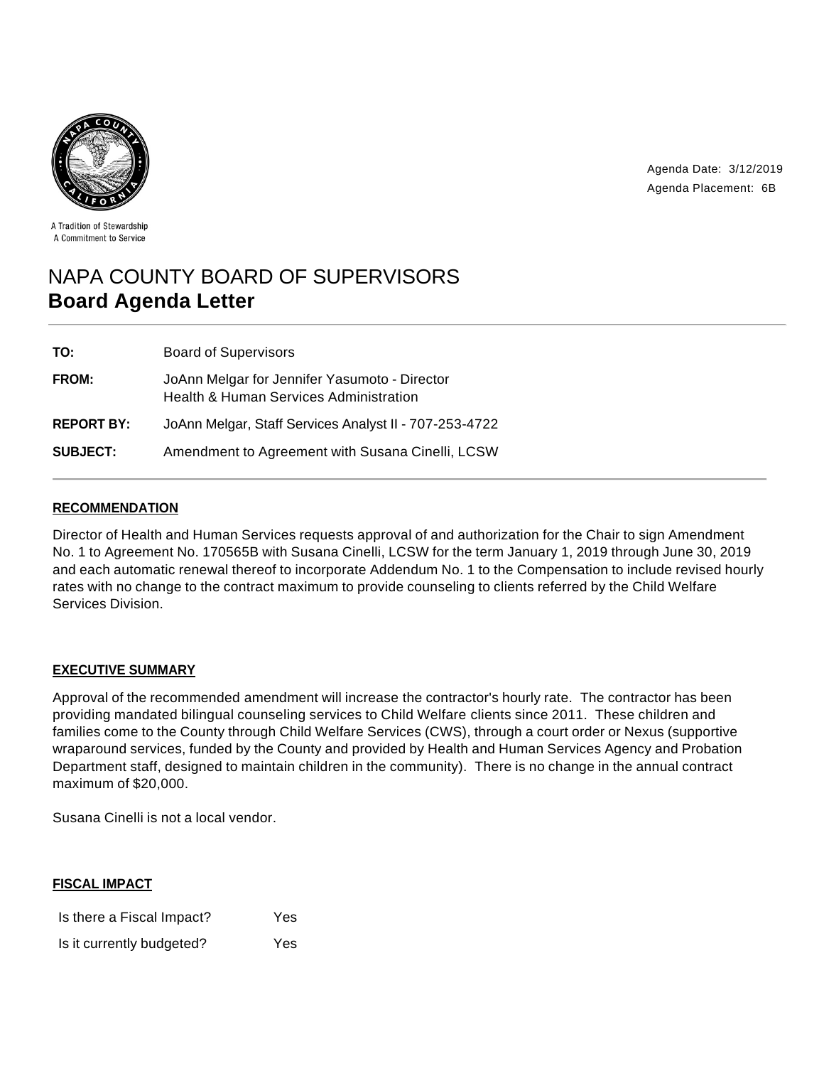A Tradition of Stewardship
A Commitment to Service

Agenda Date: 3/12/2019
Agenda Placement: 6B

# NAPA COUNTY BOARD OF SUPERVISORS
## Board Agenda Letter

| | |
|---|---|
| **TO:** | Board of Supervisors |
| **FROM:** | JoAnn Melgar for Jennifer Yasumoto - Director<br>Health & Human Services Administration |
| **REPORT BY:** | JoAnn Melgar, Staff Services Analyst II - 707-253-4722 |
| **SUBJECT:** | Amendment to Agreement with Susana Cinelli, LCSW |

### RECOMMENDATION

Director of Health and Human Services requests approval of and authorization for the Chair to sign Amendment No. 1 to Agreement No. 170565B with Susana Cinelli, LCSW for the term January 1, 2019 through June 30, 2019 and each automatic renewal thereof to incorporate Addendum No. 1 to the Compensation to include revised hourly rates with no change to the contract maximum to provide counseling to clients referred by the Child Welfare Services Division.

### EXECUTIVE SUMMARY

Approval of the recommended amendment will increase the contractor's hourly rate. The contractor has been providing mandated bilingual counseling services to Child Welfare clients since 2011. These children and families come to the County through Child Welfare Services (CWS), through a court order or Nexus (supportive wraparound services, funded by the County and provided by Health and Human Services Agency and Probation Department staff, designed to maintain children in the community). There is no change in the annual contract maximum of $20,000.

Susana Cinelli is not a local vendor.

### FISCAL IMPACT

| | |
|---|---|
| Is there a Fiscal Impact? | Yes |
| Is it currently budgeted? | Yes |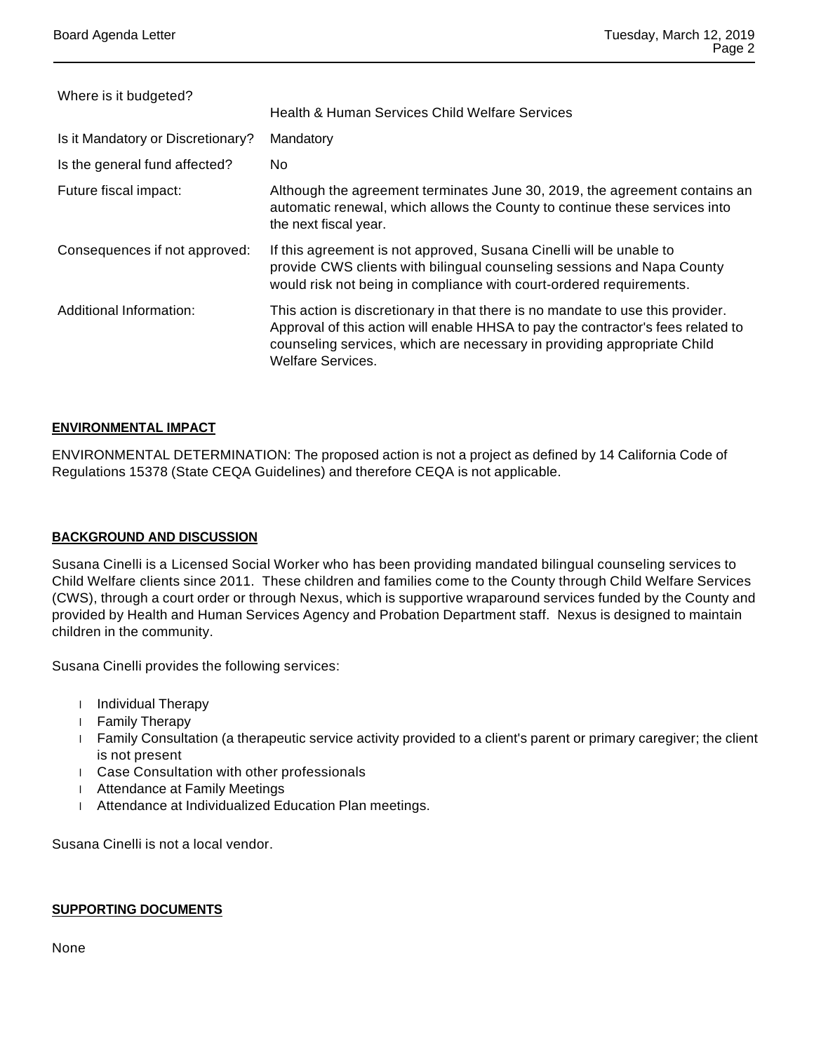| | |
|---|---|
| Where is it budgeted? | Health & Human Services Child Welfare Services |
| Is it Mandatory or Discretionary? | Mandatory |
| Is the general fund affected? | No |
| Future fiscal impact: | Although the agreement terminates June 30, 2019, the agreement contains an automatic renewal, which allows the County to continue these services into the next fiscal year. |
| Consequences if not approved: | If this agreement is not approved, Susana Cinelli will be unable to provide CWS clients with bilingual counseling sessions and Napa County would risk not being in compliance with court-ordered requirements. |
| Additional Information: | This action is discretionary in that there is no mandate to use this provider. Approval of this action will enable HHSA to pay the contractor's fees related to counseling services, which are necessary in providing appropriate Child Welfare Services. |

## ENVIRONMENTAL IMPACT

ENVIRONMENTAL DETERMINATION: The proposed action is not a project as defined by 14 California Code of Regulations 15378 (State CEQA Guidelines) and therefore CEQA is not applicable.

## BACKGROUND AND DISCUSSION

Susana Cinelli is a Licensed Social Worker who has been providing mandated bilingual counseling services to Child Welfare clients since 2011. These children and families come to the County through Child Welfare Services (CWS), through a court order or through Nexus, which is supportive wraparound services funded by the County and provided by Health and Human Services Agency and Probation Department staff. Nexus is designed to maintain children in the community.

Susana Cinelli provides the following services:

- Individual Therapy
- Family Therapy
- Family Consultation (a therapeutic service activity provided to a client's parent or primary caregiver; the client is not present
- Case Consultation with other professionals
- Attendance at Family Meetings
- Attendance at Individualized Education Plan meetings.

Susana Cinelli is not a local vendor.

## SUPPORTING DOCUMENTS

None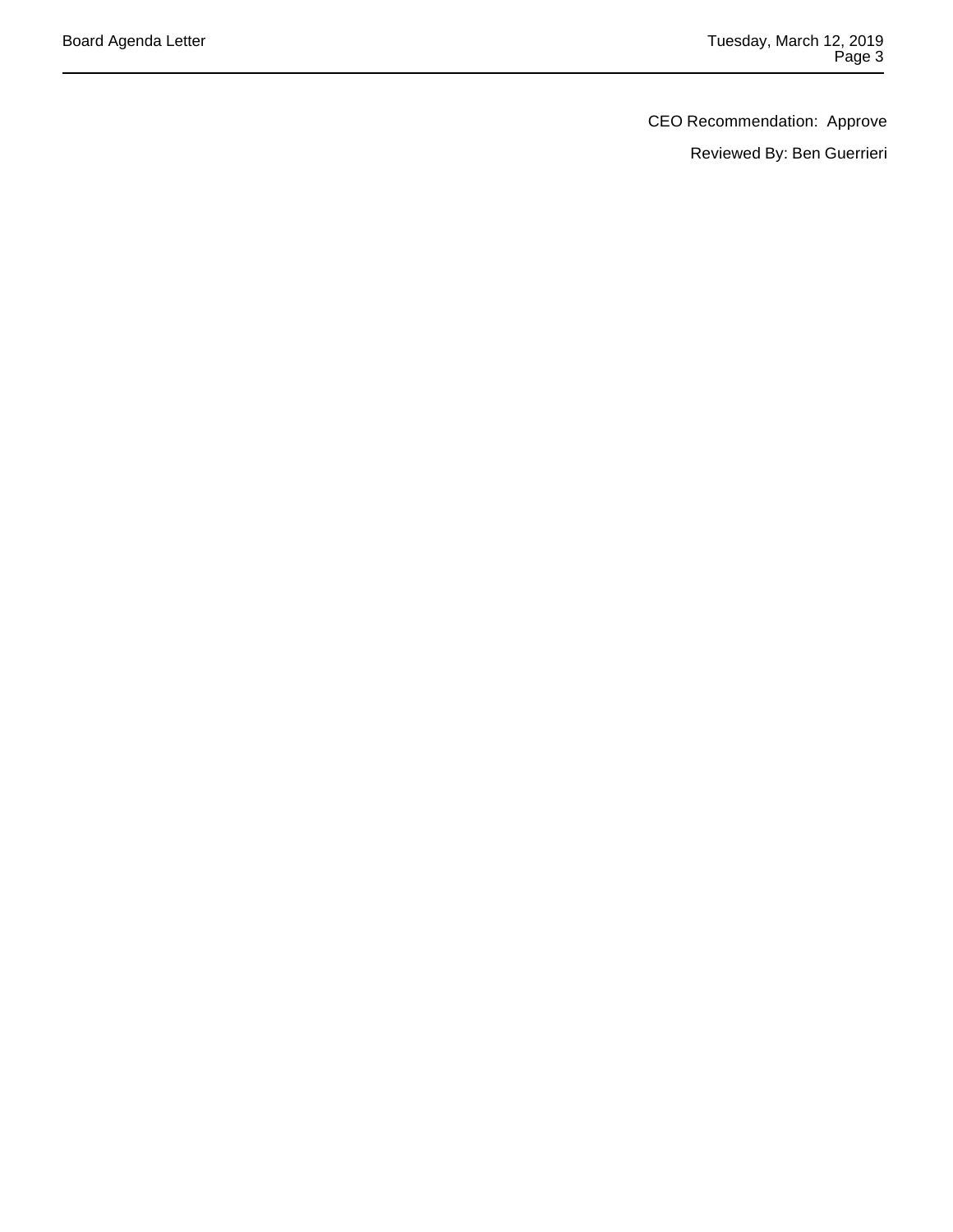CEO Recommendation: Approve

Reviewed By: Ben Guerrieri